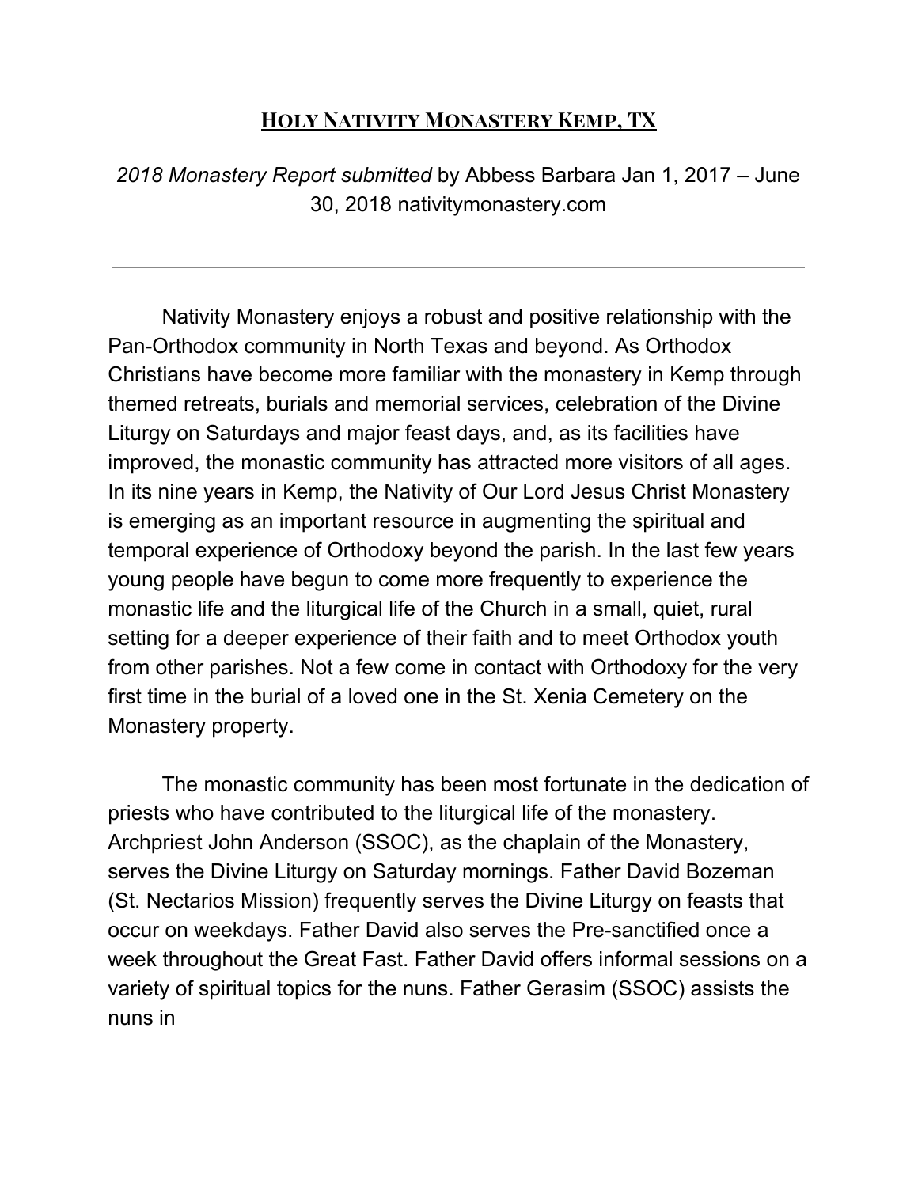# Holy Nativity Monastery Kemp, TX

*2018 Monastery Report submitted* by Abbess Barbara Jan 1, 2017 – June 30, 2018 nativitymonastery.com

---

Nativity Monastery enjoys a robust and positive relationship with the Pan-Orthodox community in North Texas and beyond. As Orthodox Christians have become more familiar with the monastery in Kemp through themed retreats, burials and memorial services, celebration of the Divine Liturgy on Saturdays and major feast days, and, as its facilities have improved, the monastic community has attracted more visitors of all ages. In its nine years in Kemp, the Nativity of Our Lord Jesus Christ Monastery is emerging as an important resource in augmenting the spiritual and temporal experience of Orthodoxy beyond the parish. In the last few years young people have begun to come more frequently to experience the monastic life and the liturgical life of the Church in a small, quiet, rural setting for a deeper experience of their faith and to meet Orthodox youth from other parishes. Not a few come in contact with Orthodoxy for the very first time in the burial of a loved one in the St. Xenia Cemetery on the Monastery property.

The monastic community has been most fortunate in the dedication of priests who have contributed to the liturgical life of the monastery. Archpriest John Anderson (SSOC), as the chaplain of the Monastery, serves the Divine Liturgy on Saturday mornings. Father David Bozeman (St. Nectarios Mission) frequently serves the Divine Liturgy on feasts that occur on weekdays. Father David also serves the Pre-sanctified once a week throughout the Great Fast. Father David offers informal sessions on a variety of spiritual topics for the nuns. Father Gerasim (SSOC) assists the nuns in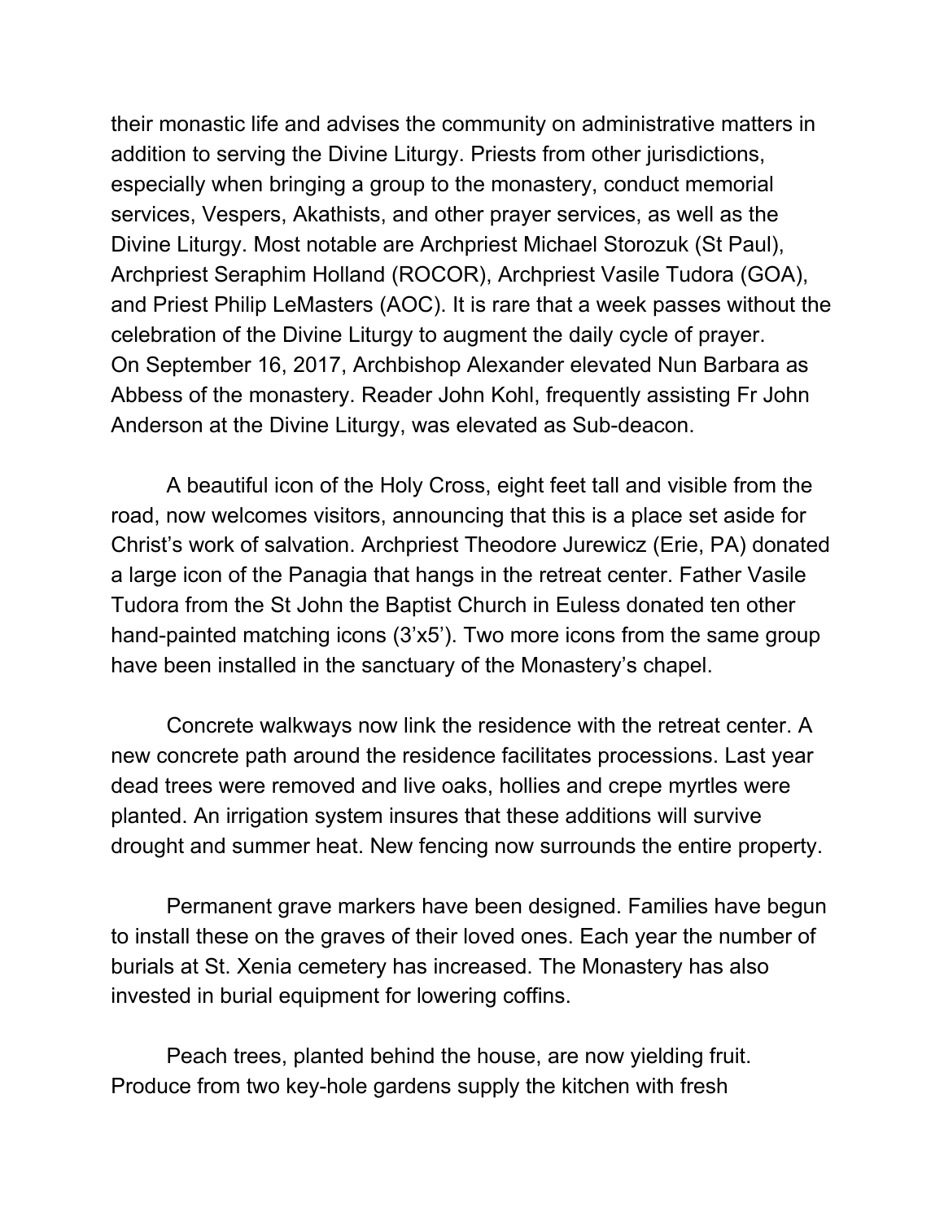their monastic life and advises the community on administrative matters in addition to serving the Divine Liturgy. Priests from other jurisdictions, especially when bringing a group to the monastery, conduct memorial services, Vespers, Akathists, and other prayer services, as well as the Divine Liturgy. Most notable are Archpriest Michael Storozuk (St Paul), Archpriest Seraphim Holland (ROCOR), Archpriest Vasile Tudora (GOA), and Priest Philip LeMasters (AOC). It is rare that a week passes without the celebration of the Divine Liturgy to augment the daily cycle of prayer.
On September 16, 2017, Archbishop Alexander elevated Nun Barbara as Abbess of the monastery. Reader John Kohl, frequently assisting Fr John Anderson at the Divine Liturgy, was elevated as Sub-deacon.

A beautiful icon of the Holy Cross, eight feet tall and visible from the road, now welcomes visitors, announcing that this is a place set aside for Christ's work of salvation. Archpriest Theodore Jurewicz (Erie, PA) donated a large icon of the Panagia that hangs in the retreat center. Father Vasile Tudora from the St John the Baptist Church in Euless donated ten other hand-painted matching icons (3'x5'). Two more icons from the same group have been installed in the sanctuary of the Monastery's chapel.

Concrete walkways now link the residence with the retreat center. A new concrete path around the residence facilitates processions. Last year dead trees were removed and live oaks, hollies and crepe myrtles were planted. An irrigation system insures that these additions will survive drought and summer heat. New fencing now surrounds the entire property.

Permanent grave markers have been designed. Families have begun to install these on the graves of their loved ones. Each year the number of burials at St. Xenia cemetery has increased. The Monastery has also invested in burial equipment for lowering coffins.

Peach trees, planted behind the house, are now yielding fruit. Produce from two key-hole gardens supply the kitchen with fresh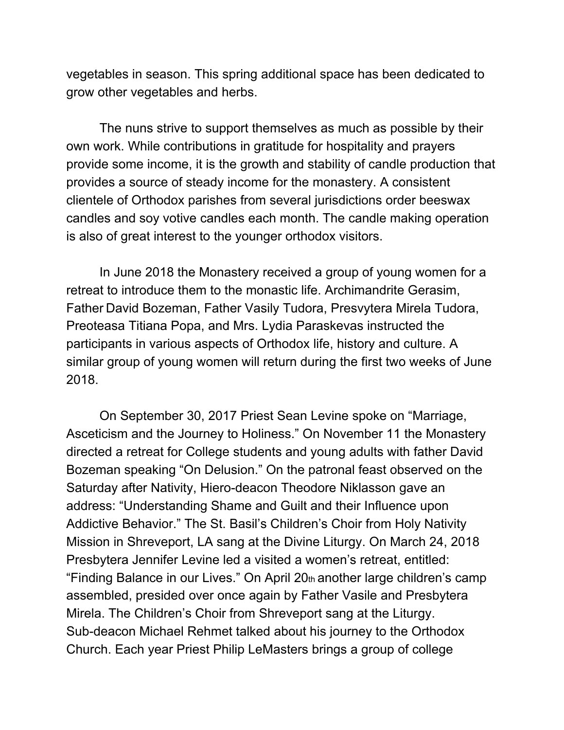vegetables in season. This spring additional space has been dedicated to grow other vegetables and herbs.

The nuns strive to support themselves as much as possible by their own work. While contributions in gratitude for hospitality and prayers provide some income, it is the growth and stability of candle production that provides a source of steady income for the monastery. A consistent clientele of Orthodox parishes from several jurisdictions order beeswax candles and soy votive candles each month. The candle making operation is also of great interest to the younger orthodox visitors.

In June 2018 the Monastery received a group of young women for a retreat to introduce them to the monastic life. Archimandrite Gerasim, Father David Bozeman, Father Vasily Tudora, Presvytera Mirela Tudora, Preoteasa Titiana Popa, and Mrs. Lydia Paraskevas instructed the participants in various aspects of Orthodox life, history and culture. A similar group of young women will return during the first two weeks of June 2018.

On September 30, 2017 Priest Sean Levine spoke on “Marriage, Asceticism and the Journey to Holiness.” On November 11 the Monastery directed a retreat for College students and young adults with father David Bozeman speaking “On Delusion.” On the patronal feast observed on the Saturday after Nativity, Hiero-deacon Theodore Niklasson gave an address: “Understanding Shame and Guilt and their Influence upon Addictive Behavior.” The St. Basil’s Children’s Choir from Holy Nativity Mission in Shreveport, LA sang at the Divine Liturgy. On March 24, 2018 Presbytera Jennifer Levine led a visited a women’s retreat, entitled: “Finding Balance in our Lives.” On April 20th another large children’s camp assembled, presided over once again by Father Vasile and Presbytera Mirela. The Children’s Choir from Shreveport sang at the Liturgy. Sub-deacon Michael Rehmet talked about his journey to the Orthodox Church. Each year Priest Philip LeMasters brings a group of college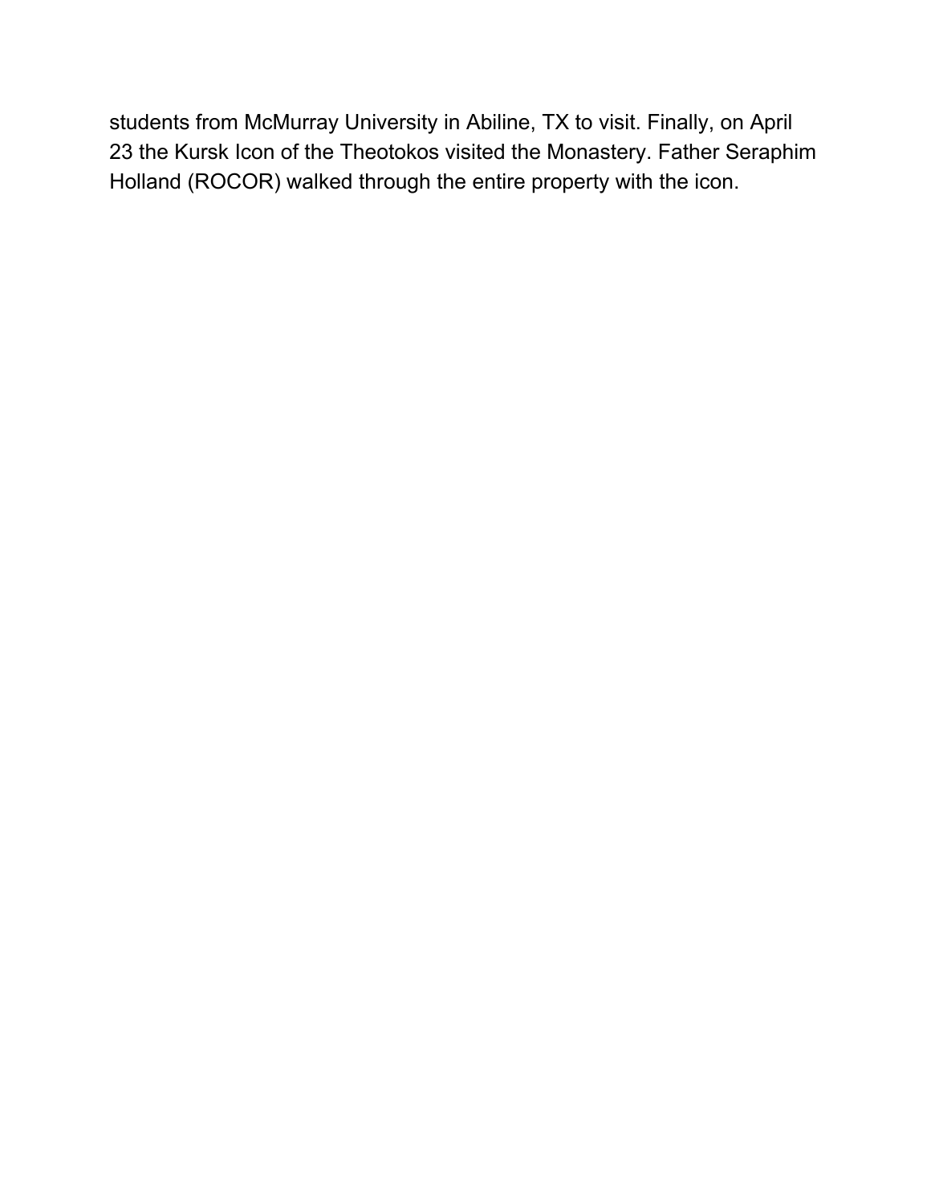students from McMurray University in Abiline, TX to visit. Finally, on April 23 the Kursk Icon of the Theotokos visited the Monastery. Father Seraphim Holland (ROCOR) walked through the entire property with the icon.